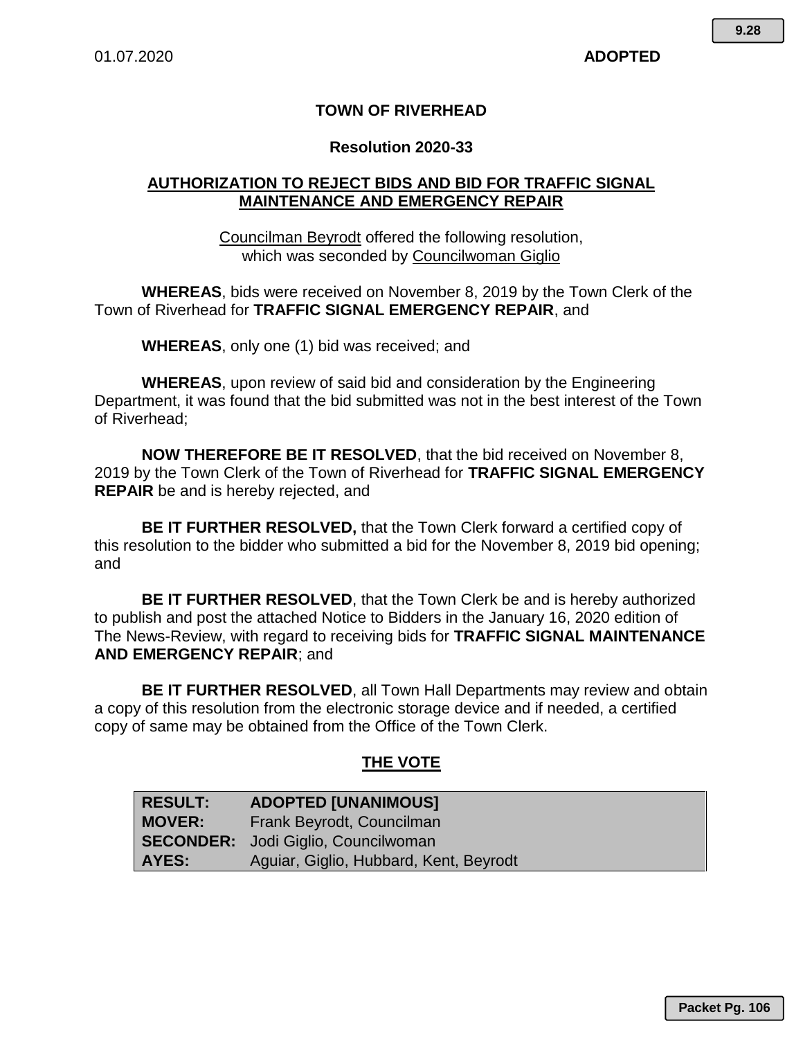9.28

01.07.2020 **ADOPTED**

**TOWN OF RIVERHEAD**

**Resolution 2020-33**

**AUTHORIZATION TO REJECT BIDS AND BID FOR TRAFFIC SIGNAL MAINTENANCE AND EMERGENCY REPAIR**

Councilman Beyrodt offered the following resolution, which was seconded by Councilwoman Giglio

**WHEREAS**, bids were received on November 8, 2019 by the Town Clerk of the Town of Riverhead for **TRAFFIC SIGNAL EMERGENCY REPAIR**, and

**WHEREAS**, only one (1) bid was received; and

**WHEREAS**, upon review of said bid and consideration by the Engineering Department, it was found that the bid submitted was not in the best interest of the Town of Riverhead;

**NOW THEREFORE BE IT RESOLVED**, that the bid received on November 8, 2019 by the Town Clerk of the Town of Riverhead for **TRAFFIC SIGNAL EMERGENCY REPAIR** be and is hereby rejected, and

**BE IT FURTHER RESOLVED,** that the Town Clerk forward a certified copy of this resolution to the bidder who submitted a bid for the November 8, 2019 bid opening; and

**BE IT FURTHER RESOLVED**, that the Town Clerk be and is hereby authorized to publish and post the attached Notice to Bidders in the January 16, 2020 edition of The News-Review, with regard to receiving bids for **TRAFFIC SIGNAL MAINTENANCE AND EMERGENCY REPAIR**; and

**BE IT FURTHER RESOLVED**, all Town Hall Departments may review and obtain a copy of this resolution from the electronic storage device and if needed, a certified copy of same may be obtained from the Office of the Town Clerk.

**THE VOTE**

| | |
|---|---|
| **RESULT:** | **ADOPTED [UNANIMOUS]** |
| **MOVER:** | Frank Beyrodt, Councilman |
| **SECONDER:** | Jodi Giglio, Councilwoman |
| **AYES:** | Aguiar, Giglio, Hubbard, Kent, Beyrodt |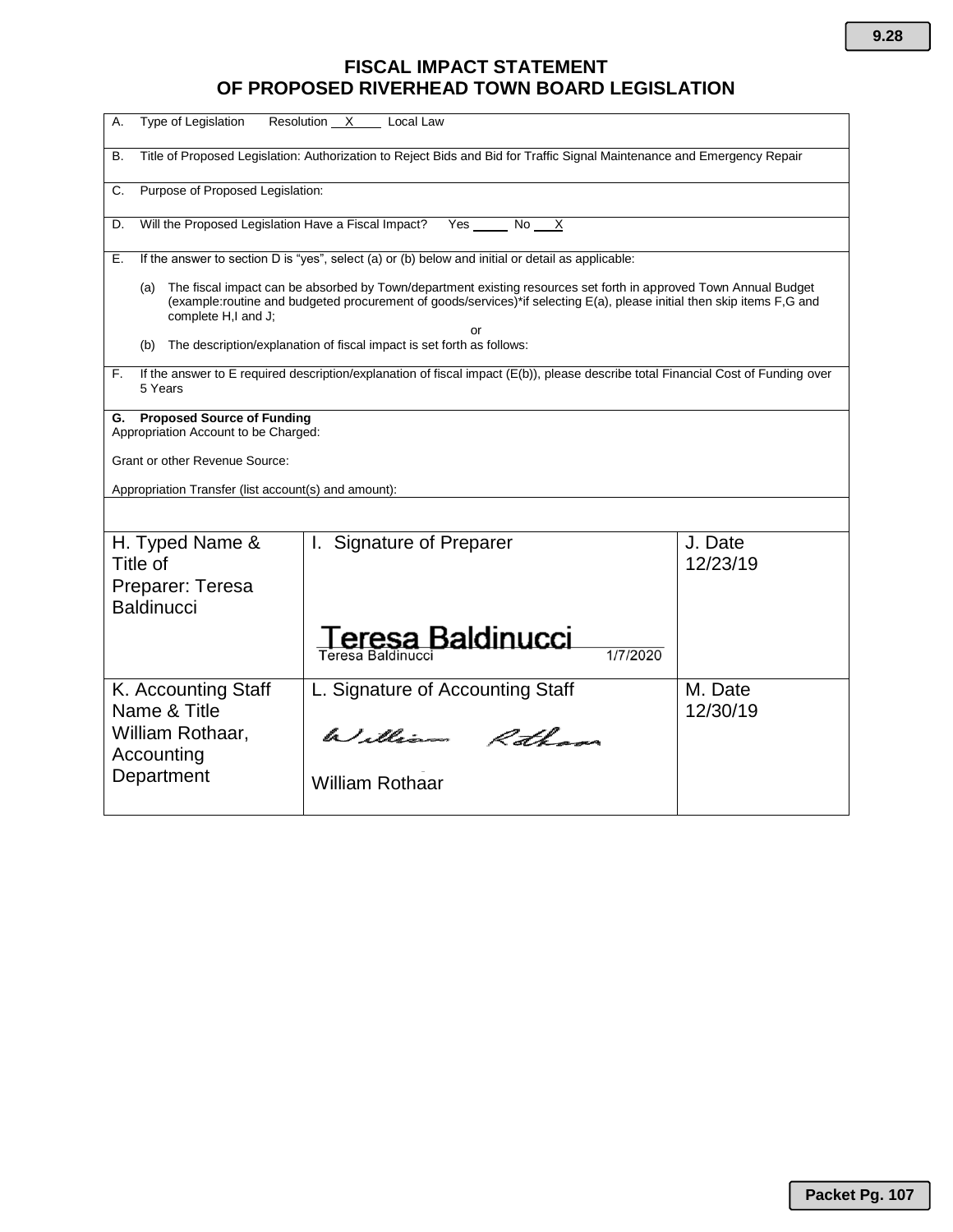# FISCAL IMPACT STATEMENT
# OF PROPOSED RIVERHEAD TOWN BOARD LEGISLATION

A. Type of Legislation   Resolution __X__ Local Law

B. Title of Proposed Legislation: Authorization to Reject Bids and Bid for Traffic Signal Maintenance and Emergency Repair

C. Purpose of Proposed Legislation:

D. Will the Proposed Legislation Have a Fiscal Impact?   Yes _____ No __X__

E. If the answer to section D is "yes", select (a) or (b) below and initial or detail as applicable:

(a) The fiscal impact can be absorbed by Town/department existing resources set forth in approved Town Annual Budget (example:routine and budgeted procurement of goods/services)*if selecting E(a), please initial then skip items F,G and complete H,I and J;

or

(b) The description/explanation of fiscal impact is set forth as follows:

F. If the answer to E required description/explanation of fiscal impact (E(b)), please describe total Financial Cost of Funding over 5 Years

**G. Proposed Source of Funding**
Appropriation Account to be Charged:

Grant or other Revenue Source:

Appropriation Transfer (list account(s) and amount):

| H. Typed Name & Title of Preparer: Teresa Baldinucci | I. Signature of Preparer<br>Teresa Baldinucci<br>Teresa Baldinucci 1/7/2020 | J. Date<br>12/23/19 |
|---|---|---|
| K. Accounting Staff Name & Title<br>William Rothaar, Accounting Department | L. Signature of Accounting Staff<br>William Rothaar<br>William Rothaar | M. Date<br>12/30/19 |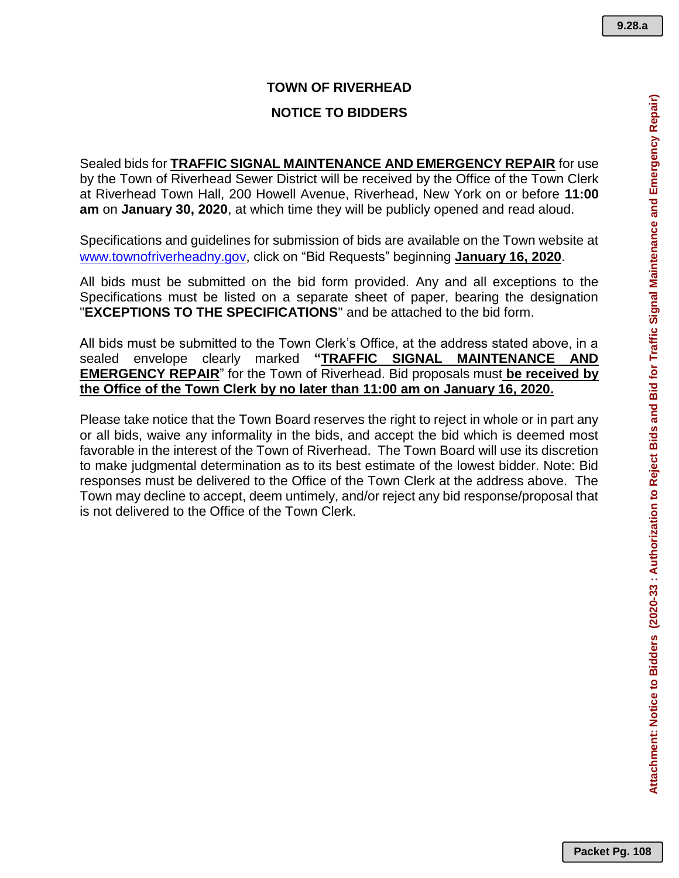# TOWN OF RIVERHEAD

## NOTICE TO BIDDERS

Sealed bids for **TRAFFIC SIGNAL MAINTENANCE AND EMERGENCY REPAIR** for use by the Town of Riverhead Sewer District will be received by the Office of the Town Clerk at Riverhead Town Hall, 200 Howell Avenue, Riverhead, New York on or before **11:00 am** on **January 30, 2020**, at which time they will be publicly opened and read aloud.

Specifications and guidelines for submission of bids are available on the Town website at www.townofriverheadny.gov, click on "Bid Requests" beginning **January 16, 2020**.

All bids must be submitted on the bid form provided. Any and all exceptions to the Specifications must be listed on a separate sheet of paper, bearing the designation "**EXCEPTIONS TO THE SPECIFICATIONS**" and be attached to the bid form.

All bids must be submitted to the Town Clerk's Office, at the address stated above, in a sealed envelope clearly marked **"TRAFFIC SIGNAL MAINTENANCE AND EMERGENCY REPAIR**" for the Town of Riverhead. Bid proposals must **be received by the Office of the Town Clerk by no later than 11:00 am on January 16, 2020.**

Please take notice that the Town Board reserves the right to reject in whole or in part any or all bids, waive any informality in the bids, and accept the bid which is deemed most favorable in the interest of the Town of Riverhead. The Town Board will use its discretion to make judgmental determination as to its best estimate of the lowest bidder. Note: Bid responses must be delivered to the Office of the Town Clerk at the address above. The Town may decline to accept, deem untimely, and/or reject any bid response/proposal that is not delivered to the Office of the Town Clerk.